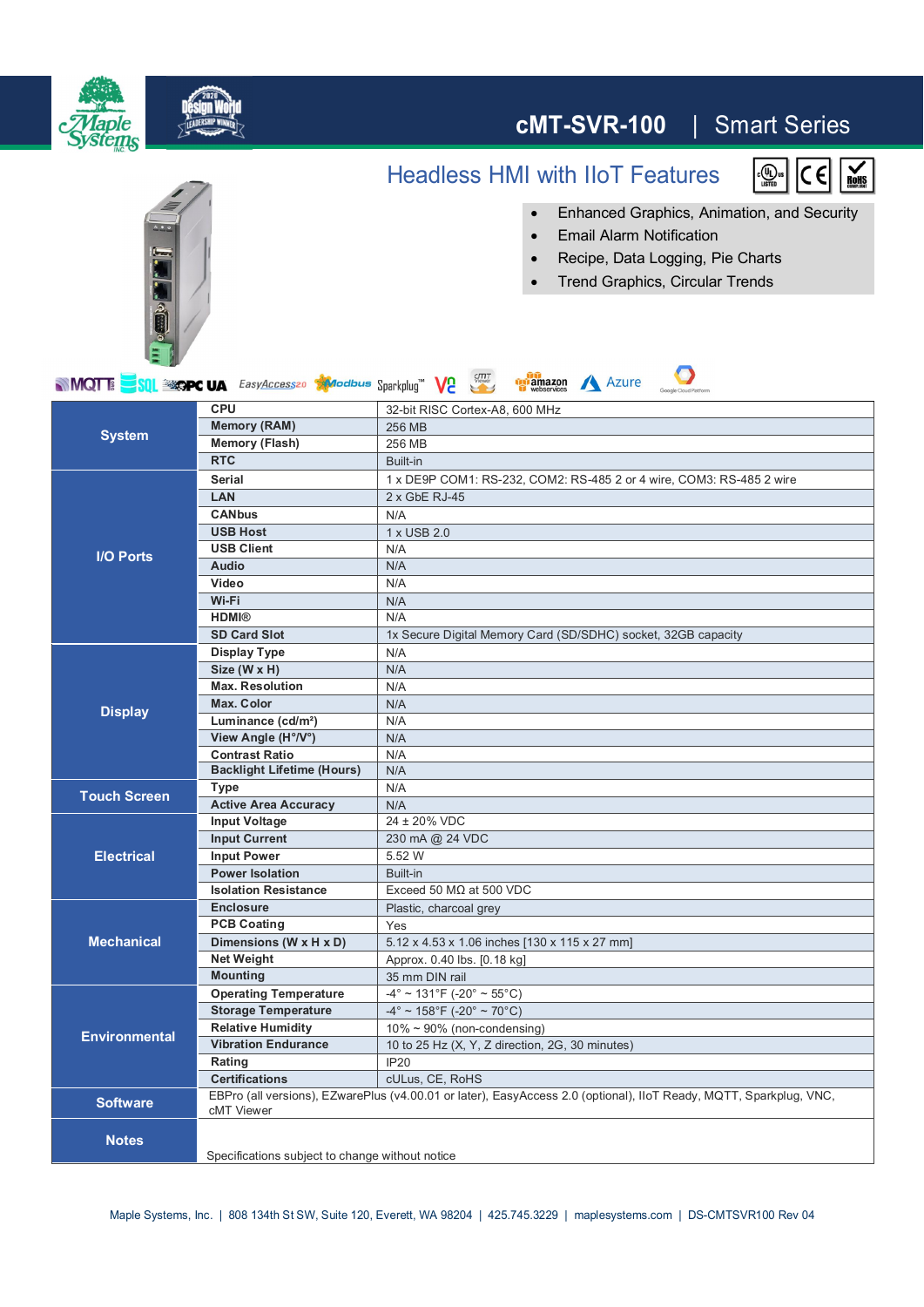# cMT-SVR-100 | Smart Series

## Headless HMI with IIoT Features

- Enhanced Graphics, Animation, and Security
- Email Alarm Notification
- Recipe, Data Logging, Pie Charts
- Trend Graphics, Circular Trends

| Category | Item | Specification |
|---|---|---|
| **System** | **CPU** | 32-bit RISC Cortex-A8, 600 MHz |
| | **Memory (RAM)** | 256 MB |
| | **Memory (Flash)** | 256 MB |
| | **RTC** | Built-in |
| **I/O Ports** | **Serial** | 1 x DE9P COM1: RS-232, COM2: RS-485 2 or 4 wire, COM3: RS-485 2 wire |
| | **LAN** | 2 x GbE RJ-45 |
| | **CANbus** | N/A |
| | **USB Host** | 1 x USB 2.0 |
| | **USB Client** | N/A |
| | **Audio** | N/A |
| | **Video** | N/A |
| | **Wi-Fi** | N/A |
| | **HDMI®** | N/A |
| | **SD Card Slot** | 1x Secure Digital Memory Card (SD/SDHC) socket, 32GB capacity |
| **Display** | **Display Type** | N/A |
| | **Size (W x H)** | N/A |
| | **Max. Resolution** | N/A |
| | **Max. Color** | N/A |
| | **Luminance (cd/m²)** | N/A |
| | **View Angle (H°/V°)** | N/A |
| | **Contrast Ratio** | N/A |
| | **Backlight Lifetime (Hours)** | N/A |
| **Touch Screen** | **Type** | N/A |
| | **Active Area Accuracy** | N/A |
| **Electrical** | **Input Voltage** | 24 ± 20% VDC |
| | **Input Current** | 230 mA @ 24 VDC |
| | **Input Power** | 5.52 W |
| | **Power Isolation** | Built-in |
| | **Isolation Resistance** | Exceed 50 MΩ at 500 VDC |
| **Mechanical** | **Enclosure** | Plastic, charcoal grey |
| | **PCB Coating** | Yes |
| | **Dimensions (W x H x D)** | 5.12 x 4.53 x 1.06 inches [130 x 115 x 27 mm] |
| | **Net Weight** | Approx. 0.40 lbs. [0.18 kg] |
| | **Mounting** | 35 mm DIN rail |
| **Environmental** | **Operating Temperature** | -4° ~ 131°F (-20° ~ 55°C) |
| | **Storage Temperature** | -4° ~ 158°F (-20° ~ 70°C) |
| | **Relative Humidity** | 10% ~ 90% (non-condensing) |
| | **Vibration Endurance** | 10 to 25 Hz (X, Y, Z direction, 2G, 30 minutes) |
| | **Rating** | IP20 |
| | **Certifications** | cULus, CE, RoHS |
| **Software** | EBPro (all versions), EZwarePlus (v4.00.01 or later), EasyAccess 2.0 (optional), IIoT Ready, MQTT, Sparkplug, VNC, cMT Viewer | |
| **Notes** | Specifications subject to change without notice | |

Maple Systems, Inc. | 808 134th St SW, Suite 120, Everett, WA 98204 | 425.745.3229 | maplesystems.com | DS-CMTSVR100 Rev 04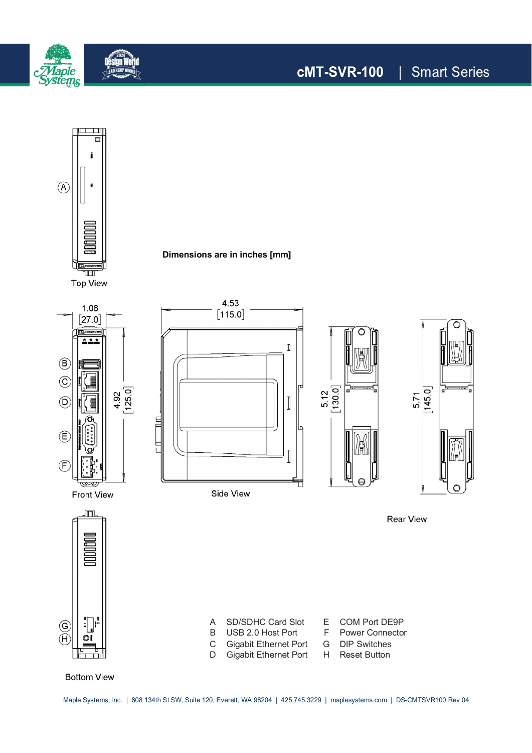Dimensions are in inches [mm]

Top View

1.06
[27.0]

4.92
[125.0]

Front View

4.53
[115.0]

Side View

5.12
[130.0]

5.71
[145.0]

Rear View

Bottom View

| | | | |
|---|---|---|---|
| A | SD/SDHC Card Slot | E | COM Port DE9P |
| B | USB 2.0 Host Port | F | Power Connector |
| C | Gigabit Ethernet Port | G | DIP Switches |
| D | Gigabit Ethernet Port | H | Reset Button |